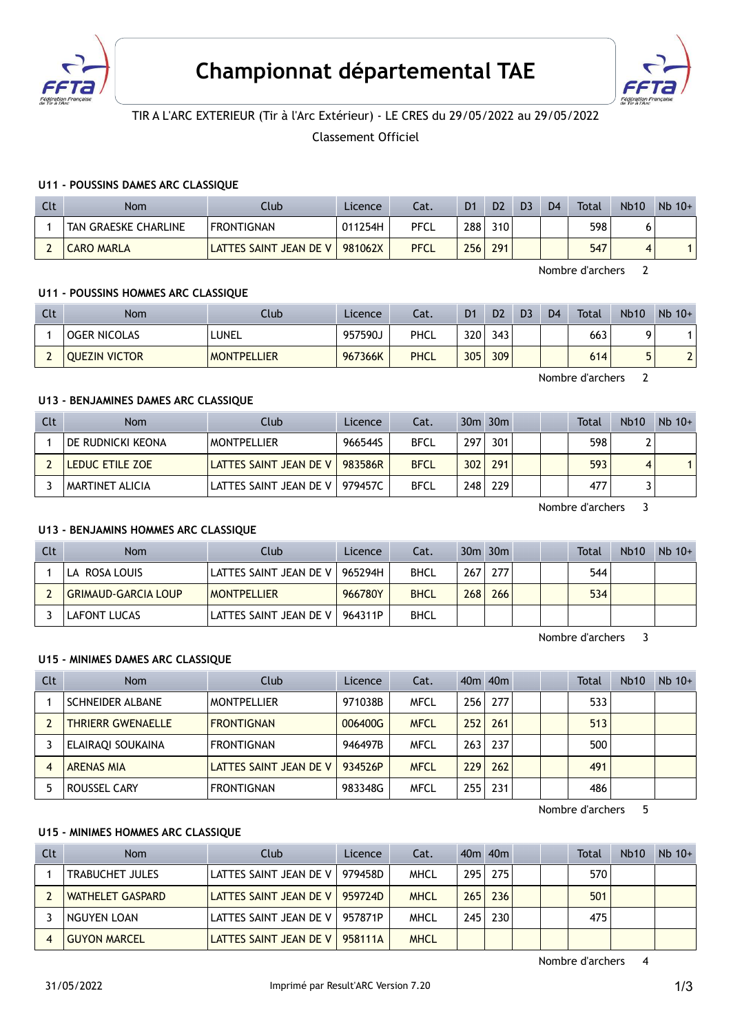# Championnat départemental TAE

TIR A L'ARC EXTERIEUR (Tir à l'Arc Extérieur) - LE CRES du 29/05/2022 au 29/05/2022

Classement Officiel

### U11 - POUSSINS DAMES ARC CLASSIQUE

| Clt | Nom | Club | Licence | Cat. | D1 | D2 | D3 | D4 | Total | Nb10 | Nb 10+ |
|---|---|---|---|---|---|---|---|---|---|---|---|
| 1 | TAN GRAESKE CHARLINE | FRONTIGNAN | 011254H | PFCL | 288 | 310 | | | 598 | 6 | |
| 2 | CARO MARLA | LATTES SAINT JEAN DE V | 981062X | PFCL | 256 | 291 | | | 547 | 4 | 1 |

Nombre d'archers 2

### U11 - POUSSINS HOMMES ARC CLASSIQUE

| Clt | Nom | Club | Licence | Cat. | D1 | D2 | D3 | D4 | Total | Nb10 | Nb 10+ |
|---|---|---|---|---|---|---|---|---|---|---|---|
| 1 | OGER NICOLAS | LUNEL | 957590J | PHCL | 320 | 343 | | | 663 | 9 | 1 |
| 2 | QUEZIN VICTOR | MONTPELLIER | 967366K | PHCL | 305 | 309 | | | 614 | 5 | 2 |

Nombre d'archers 2

### U13 - BENJAMINES DAMES ARC CLASSIQUE

| Clt | Nom | Club | Licence | Cat. | 30m | 30m | | | Total | Nb10 | Nb 10+ |
|---|---|---|---|---|---|---|---|---|---|---|---|
| 1 | DE RUDNICKI KEONA | MONTPELLIER | 966544S | BFCL | 297 | 301 | | | 598 | 2 | |
| 2 | LEDUC ETILE ZOE | LATTES SAINT JEAN DE V | 983586R | BFCL | 302 | 291 | | | 593 | 4 | 1 |
| 3 | MARTINET ALICIA | LATTES SAINT JEAN DE V | 979457C | BFCL | 248 | 229 | | | 477 | 3 | |

Nombre d'archers 3

### U13 - BENJAMINS HOMMES ARC CLASSIQUE

| Clt | Nom | Club | Licence | Cat. | 30m | 30m | | | Total | Nb10 | Nb 10+ |
|---|---|---|---|---|---|---|---|---|---|---|---|
| 1 | LA ROSA LOUIS | LATTES SAINT JEAN DE V | 965294H | BHCL | 267 | 277 | | | 544 | | |
| 2 | GRIMAUD-GARCIA LOUP | MONTPELLIER | 966780Y | BHCL | 268 | 266 | | | 534 | | |
| 3 | LAFONT LUCAS | LATTES SAINT JEAN DE V | 964311P | BHCL | | | | | | | |

Nombre d'archers 3

### U15 - MINIMES DAMES ARC CLASSIQUE

| Clt | Nom | Club | Licence | Cat. | 40m | 40m | | | Total | Nb10 | Nb 10+ |
|---|---|---|---|---|---|---|---|---|---|---|---|
| 1 | SCHNEIDER ALBANE | MONTPELLIER | 971038B | MFCL | 256 | 277 | | | 533 | | |
| 2 | THRIERR GWENAELLE | FRONTIGNAN | 006400G | MFCL | 252 | 261 | | | 513 | | |
| 3 | ELAIRAQI SOUKAINA | FRONTIGNAN | 946497B | MFCL | 263 | 237 | | | 500 | | |
| 4 | ARENAS MIA | LATTES SAINT JEAN DE V | 934526P | MFCL | 229 | 262 | | | 491 | | |
| 5 | ROUSSEL CARY | FRONTIGNAN | 983348G | MFCL | 255 | 231 | | | 486 | | |

Nombre d'archers 5

### U15 - MINIMES HOMMES ARC CLASSIQUE

| Clt | Nom | Club | Licence | Cat. | 40m | 40m | | | Total | Nb10 | Nb 10+ |
|---|---|---|---|---|---|---|---|---|---|---|---|
| 1 | TRABUCHET JULES | LATTES SAINT JEAN DE V | 979458D | MHCL | 295 | 275 | | | 570 | | |
| 2 | WATHELET GASPARD | LATTES SAINT JEAN DE V | 959724D | MHCL | 265 | 236 | | | 501 | | |
| 3 | NGUYEN LOAN | LATTES SAINT JEAN DE V | 957871P | MHCL | 245 | 230 | | | 475 | | |
| 4 | GUYON MARCEL | LATTES SAINT JEAN DE V | 958111A | MHCL | | | | | | | |

Nombre d'archers 4

31/05/2022 Imprimé par Result'ARC Version 7.20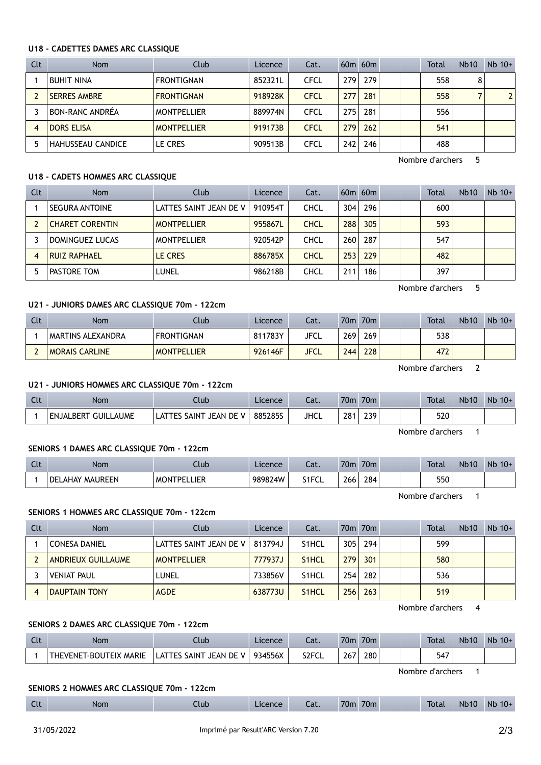#### U18 - CADETTES DAMES ARC CLASSIQUE

| Clt | Nom | Club | Licence | Cat. | 60m | 60m | | | Total | Nb10 | Nb 10+ |
|---|---|---|---|---|---|---|---|---|---|---|---|
| 1 | BUHIT NINA | FRONTIGNAN | 852321L | CFCL | 279 | 279 | | | 558 | 8 | |
| 2 | SERRES AMBRE | FRONTIGNAN | 918928K | CFCL | 277 | 281 | | | 558 | 7 | 2 |
| 3 | BON-RANC ANDRÉA | MONTPELLIER | 889974N | CFCL | 275 | 281 | | | 556 | | |
| 4 | DORS ELISA | MONTPELLIER | 919173B | CFCL | 279 | 262 | | | 541 | | |
| 5 | HAHUSSEAU CANDICE | LE CRES | 909513B | CFCL | 242 | 246 | | | 488 | | |

Nombre d'archers 5

#### U18 - CADETS HOMMES ARC CLASSIQUE

| Clt | Nom | Club | Licence | Cat. | 60m | 60m | | | Total | Nb10 | Nb 10+ |
|---|---|---|---|---|---|---|---|---|---|---|---|
| 1 | SEGURA ANTOINE | LATTES SAINT JEAN DE V | 910954T | CHCL | 304 | 296 | | | 600 | | |
| 2 | CHARET CORENTIN | MONTPELLIER | 955867L | CHCL | 288 | 305 | | | 593 | | |
| 3 | DOMINGUEZ LUCAS | MONTPELLIER | 920542P | CHCL | 260 | 287 | | | 547 | | |
| 4 | RUIZ RAPHAEL | LE CRES | 886785X | CHCL | 253 | 229 | | | 482 | | |
| 5 | PASTORE TOM | LUNEL | 986218B | CHCL | 211 | 186 | | | 397 | | |

Nombre d'archers 5

#### U21 - JUNIORS DAMES ARC CLASSIQUE 70m - 122cm

| Clt | Nom | Club | Licence | Cat. | 70m | 70m | | | Total | Nb10 | Nb 10+ |
|---|---|---|---|---|---|---|---|---|---|---|---|
| 1 | MARTINS ALEXANDRA | FRONTIGNAN | 811783Y | JFCL | 269 | 269 | | | 538 | | |
| 2 | MORAIS CARLINE | MONTPELLIER | 926146F | JFCL | 244 | 228 | | | 472 | | |

Nombre d'archers 2

#### U21 - JUNIORS HOMMES ARC CLASSIQUE 70m - 122cm

| Clt | Nom | Club | Licence | Cat. | 70m | 70m | | | Total | Nb10 | Nb 10+ |
|---|---|---|---|---|---|---|---|---|---|---|---|
| 1 | ENJALBERT GUILLAUME | LATTES SAINT JEAN DE V | 885285S | JHCL | 281 | 239 | | | 520 | | |

Nombre d'archers 1

#### SENIORS 1 DAMES ARC CLASSIQUE 70m - 122cm

| Clt | Nom | Club | Licence | Cat. | 70m | 70m | | | Total | Nb10 | Nb 10+ |
|---|---|---|---|---|---|---|---|---|---|---|---|
| 1 | DELAHAY MAUREEN | MONTPELLIER | 989824W | S1FCL | 266 | 284 | | | 550 | | |

Nombre d'archers 1

#### SENIORS 1 HOMMES ARC CLASSIQUE 70m - 122cm

| Clt | Nom | Club | Licence | Cat. | 70m | 70m | | | Total | Nb10 | Nb 10+ |
|---|---|---|---|---|---|---|---|---|---|---|---|
| 1 | CONESA DANIEL | LATTES SAINT JEAN DE V | 813794J | S1HCL | 305 | 294 | | | 599 | | |
| 2 | ANDRIEUX GUILLAUME | MONTPELLIER | 777937J | S1HCL | 279 | 301 | | | 580 | | |
| 3 | VENIAT PAUL | LUNEL | 733856V | S1HCL | 254 | 282 | | | 536 | | |
| 4 | DAUPTAIN TONY | AGDE | 638773U | S1HCL | 256 | 263 | | | 519 | | |

Nombre d'archers 4

#### SENIORS 2 DAMES ARC CLASSIQUE 70m - 122cm

| Clt | Nom | Club | Licence | Cat. | 70m | 70m | | | Total | Nb10 | Nb 10+ |
|---|---|---|---|---|---|---|---|---|---|---|---|
| 1 | THEVENET-BOUTEIX MARIE | LATTES SAINT JEAN DE V | 934556X | S2FCL | 267 | 280 | | | 547 | | |

Nombre d'archers 1

#### SENIORS 2 HOMMES ARC CLASSIQUE 70m - 122cm

| Clt | Nom | Club | Licence | Cat. | 70m | 70m | | | Total | Nb10 | Nb 10+ |
|---|---|---|---|---|---|---|---|---|---|---|---|

31/05/2022 Imprimé par Result'ARC Version 7.20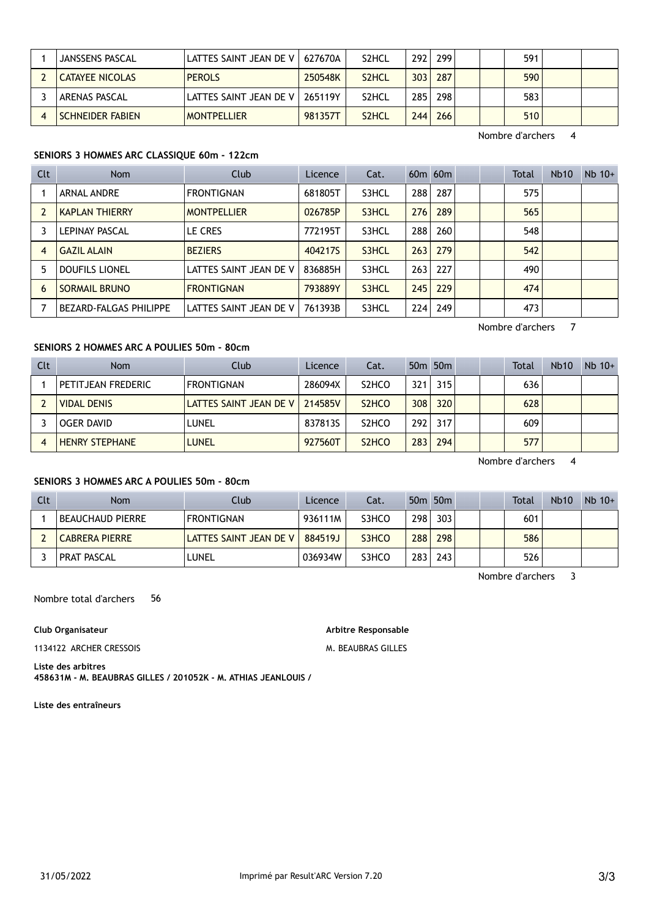| | | | | | | | | | | | |
|---|---|---|---|---|---|---|---|---|---|---|---|
| 1 | JANSSENS PASCAL | LATTES SAINT JEAN DE V | 627670A | S2HCL | 292 | 299 | | | 591 | | |
| 2 | CATAYEE NICOLAS | PEROLS | 250548K | S2HCL | 303 | 287 | | | 590 | | |
| 3 | ARENAS PASCAL | LATTES SAINT JEAN DE V | 265119Y | S2HCL | 285 | 298 | | | 583 | | |
| 4 | SCHNEIDER FABIEN | MONTPELLIER | 981357T | S2HCL | 244 | 266 | | | 510 | | |

Nombre d'archers 4

### SENIORS 3 HOMMES ARC CLASSIQUE 60m - 122cm

| Clt | Nom | Club | Licence | Cat. | 60m | 60m | | | Total | Nb10 | Nb 10+ |
|---|---|---|---|---|---|---|---|---|---|---|---|
| 1 | ARNAL ANDRE | FRONTIGNAN | 681805T | S3HCL | 288 | 287 | | | 575 | | |
| 2 | KAPLAN THIERRY | MONTPELLIER | 026785P | S3HCL | 276 | 289 | | | 565 | | |
| 3 | LEPINAY PASCAL | LE CRES | 772195T | S3HCL | 288 | 260 | | | 548 | | |
| 4 | GAZIL ALAIN | BEZIERS | 404217S | S3HCL | 263 | 279 | | | 542 | | |
| 5 | DOUFILS LIONEL | LATTES SAINT JEAN DE V | 836885H | S3HCL | 263 | 227 | | | 490 | | |
| 6 | SORMAIL BRUNO | FRONTIGNAN | 793889Y | S3HCL | 245 | 229 | | | 474 | | |
| 7 | BEZARD-FALGAS PHILIPPE | LATTES SAINT JEAN DE V | 761393B | S3HCL | 224 | 249 | | | 473 | | |

Nombre d'archers 7

### SENIORS 2 HOMMES ARC A POULIES 50m - 80cm

| Clt | Nom | Club | Licence | Cat. | 50m | 50m | | | Total | Nb10 | Nb 10+ |
|---|---|---|---|---|---|---|---|---|---|---|---|
| 1 | PETITJEAN FREDERIC | FRONTIGNAN | 286094X | S2HCO | 321 | 315 | | | 636 | | |
| 2 | VIDAL DENIS | LATTES SAINT JEAN DE V | 214585V | S2HCO | 308 | 320 | | | 628 | | |
| 3 | OGER DAVID | LUNEL | 837813S | S2HCO | 292 | 317 | | | 609 | | |
| 4 | HENRY STEPHANE | LUNEL | 927560T | S2HCO | 283 | 294 | | | 577 | | |

Nombre d'archers 4

### SENIORS 3 HOMMES ARC A POULIES 50m - 80cm

| Clt | Nom | Club | Licence | Cat. | 50m | 50m | | | Total | Nb10 | Nb 10+ |
|---|---|---|---|---|---|---|---|---|---|---|---|
| 1 | BEAUCHAUD PIERRE | FRONTIGNAN | 936111M | S3HCO | 298 | 303 | | | 601 | | |
| 2 | CABRERA PIERRE | LATTES SAINT JEAN DE V | 884519J | S3HCO | 288 | 298 | | | 586 | | |
| 3 | PRAT PASCAL | LUNEL | 036934W | S3HCO | 283 | 243 | | | 526 | | |

Nombre d'archers 3

Nombre total d'archers 56

**Club Organisateur**

1134122 ARCHER CRESSOIS

**Arbitre Responsable**

M. BEAUBRAS GILLES

**Liste des arbitres**

**458631M - M. BEAUBRAS GILLES / 201052K - M. ATHIAS JEANLOUIS /**

**Liste des entraîneurs**

31/05/2022 Imprimé par Result'ARC Version 7.20